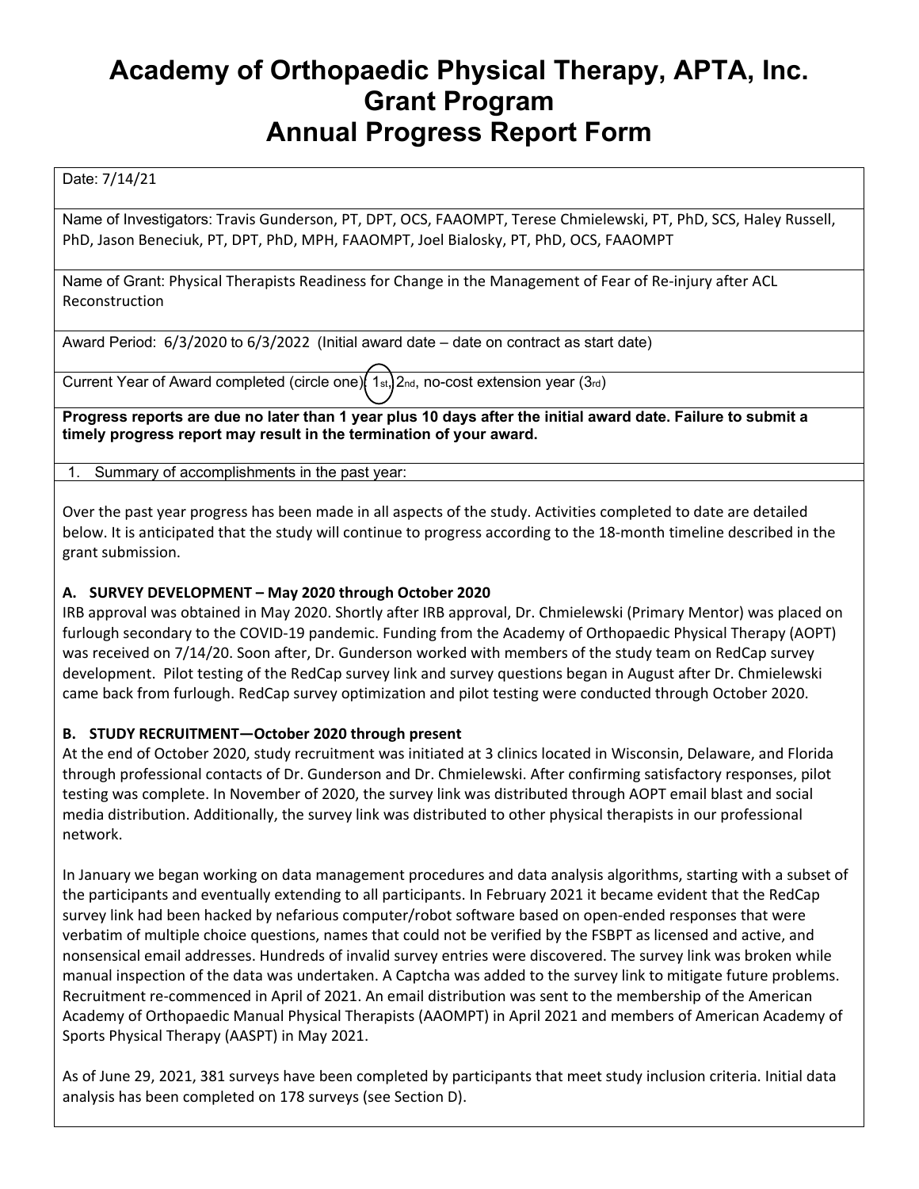# Academy of Orthopaedic Physical Therapy, APTA, Inc.
# Grant Program
# Annual Progress Report Form

Date: 7/14/21

Name of Investigators: Travis Gunderson, PT, DPT, OCS, FAAOMPT, Terese Chmielewski, PT, PhD, SCS, Haley Russell, PhD, Jason Beneciuk, PT, DPT, PhD, MPH, FAAOMPT, Joel Bialosky, PT, PhD, OCS, FAAOMPT

Name of Grant: Physical Therapists Readiness for Change in the Management of Fear of Re-injury after ACL Reconstruction

Award Period: 6/3/2020 to 6/3/2022 (Initial award date – date on contract as start date)

Current Year of Award completed (circle one): (1st), 2nd, no-cost extension year (3rd)

**Progress reports are due no later than 1 year plus 10 days after the initial award date. Failure to submit a timely progress report may result in the termination of your award.**

1. Summary of accomplishments in the past year:

Over the past year progress has been made in all aspects of the study. Activities completed to date are detailed below. It is anticipated that the study will continue to progress according to the 18-month timeline described in the grant submission.

**A. SURVEY DEVELOPMENT – May 2020 through October 2020**

IRB approval was obtained in May 2020. Shortly after IRB approval, Dr. Chmielewski (Primary Mentor) was placed on furlough secondary to the COVID-19 pandemic. Funding from the Academy of Orthopaedic Physical Therapy (AOPT) was received on 7/14/20. Soon after, Dr. Gunderson worked with members of the study team on RedCap survey development. Pilot testing of the RedCap survey link and survey questions began in August after Dr. Chmielewski came back from furlough. RedCap survey optimization and pilot testing were conducted through October 2020.

**B. STUDY RECRUITMENT—October 2020 through present**

At the end of October 2020, study recruitment was initiated at 3 clinics located in Wisconsin, Delaware, and Florida through professional contacts of Dr. Gunderson and Dr. Chmielewski. After confirming satisfactory responses, pilot testing was complete. In November of 2020, the survey link was distributed through AOPT email blast and social media distribution. Additionally, the survey link was distributed to other physical therapists in our professional network.

In January we began working on data management procedures and data analysis algorithms, starting with a subset of the participants and eventually extending to all participants. In February 2021 it became evident that the RedCap survey link had been hacked by nefarious computer/robot software based on open-ended responses that were verbatim of multiple choice questions, names that could not be verified by the FSBPT as licensed and active, and nonsensical email addresses. Hundreds of invalid survey entries were discovered. The survey link was broken while manual inspection of the data was undertaken. A Captcha was added to the survey link to mitigate future problems. Recruitment re-commenced in April of 2021. An email distribution was sent to the membership of the American Academy of Orthopaedic Manual Physical Therapists (AAOMPT) in April 2021 and members of American Academy of Sports Physical Therapy (AASPT) in May 2021.

As of June 29, 2021, 381 surveys have been completed by participants that meet study inclusion criteria. Initial data analysis has been completed on 178 surveys (see Section D).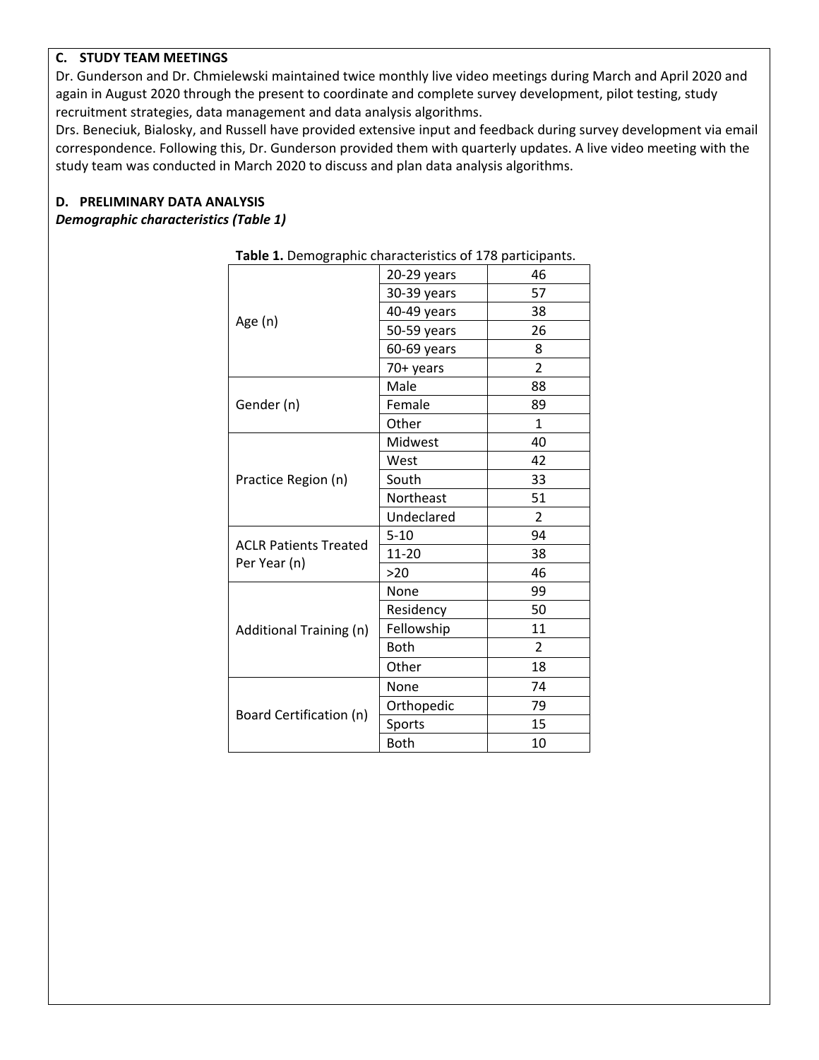## C. STUDY TEAM MEETINGS

Dr. Gunderson and Dr. Chmielewski maintained twice monthly live video meetings during March and April 2020 and again in August 2020 through the present to coordinate and complete survey development, pilot testing, study recruitment strategies, data management and data analysis algorithms.

Drs. Beneciuk, Bialosky, and Russell have provided extensive input and feedback during survey development via email correspondence. Following this, Dr. Gunderson provided them with quarterly updates. A live video meeting with the study team was conducted in March 2020 to discuss and plan data analysis algorithms.

## D. PRELIMINARY DATA ANALYSIS

***Demographic characteristics (Table 1)***

**Table 1.** Demographic characteristics of 178 participants.

| | | |
|---|---|---|
| Age (n) | 20-29 years | 46 |
| | 30-39 years | 57 |
| | 40-49 years | 38 |
| | 50-59 years | 26 |
| | 60-69 years | 8 |
| | 70+ years | 2 |
| Gender (n) | Male | 88 |
| | Female | 89 |
| | Other | 1 |
| Practice Region (n) | Midwest | 40 |
| | West | 42 |
| | South | 33 |
| | Northeast | 51 |
| | Undeclared | 2 |
| ACLR Patients Treated Per Year (n) | 5-10 | 94 |
| | 11-20 | 38 |
| | >20 | 46 |
| Additional Training (n) | None | 99 |
| | Residency | 50 |
| | Fellowship | 11 |
| | Both | 2 |
| | Other | 18 |
| Board Certification (n) | None | 74 |
| | Orthopedic | 79 |
| | Sports | 15 |
| | Both | 10 |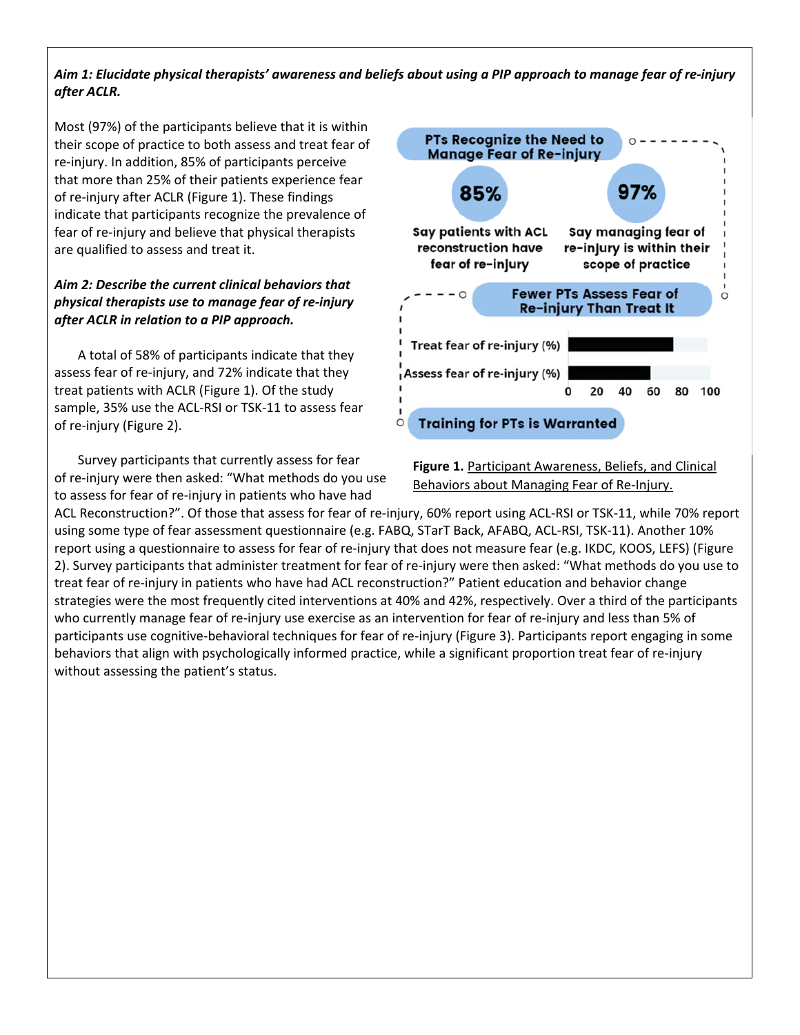*Aim 1: Elucidate physical therapists' awareness and beliefs about using a PIP approach to manage fear of re-injury after ACLR.*

Most (97%) of the participants believe that it is within their scope of practice to both assess and treat fear of re-injury. In addition, 85% of participants perceive that more than 25% of their patients experience fear of re-injury after ACLR (Figure 1). These findings indicate that participants recognize the prevalence of fear of re-injury and believe that physical therapists are qualified to assess and treat it.

*Aim 2: Describe the current clinical behaviors that physical therapists use to manage fear of re-injury after ACLR in relation to a PIP approach.*

A total of 58% of participants indicate that they assess fear of re-injury, and 72% indicate that they treat patients with ACLR (Figure 1). Of the study sample, 35% use the ACL-RSI or TSK-11 to assess fear of re-injury (Figure 2).

PTs Recognize the Need to Manage Fear of Re-injury

85%

Say patients with ACL reconstruction have fear of re-injury

97%

Say managing fear of re-injury is within their scope of practice

Fewer PTs Assess Fear of Re-injury Than Treat It

Treat fear of re-injury (%)

Assess fear of re-injury (%)

0 20 40 60 80 100

Training for PTs is Warranted

**Figure 1.** Participant Awareness, Beliefs, and Clinical Behaviors about Managing Fear of Re-Injury.

Survey participants that currently assess for fear of re-injury were then asked: "What methods do you use to assess for fear of re-injury in patients who have had ACL Reconstruction?". Of those that assess for fear of re-injury, 60% report using ACL-RSI or TSK-11, while 70% report using some type of fear assessment questionnaire (e.g. FABQ, STarT Back, AFABQ, ACL-RSI, TSK-11). Another 10% report using a questionnaire to assess for fear of re-injury that does not measure fear (e.g. IKDC, KOOS, LEFS) (Figure 2). Survey participants that administer treatment for fear of re-injury were then asked: "What methods do you use to treat fear of re-injury in patients who have had ACL reconstruction?" Patient education and behavior change strategies were the most frequently cited interventions at 40% and 42%, respectively. Over a third of the participants who currently manage fear of re-injury use exercise as an intervention for fear of re-injury and less than 5% of participants use cognitive-behavioral techniques for fear of re-injury (Figure 3). Participants report engaging in some behaviors that align with psychologically informed practice, while a significant proportion treat fear of re-injury without assessing the patient's status.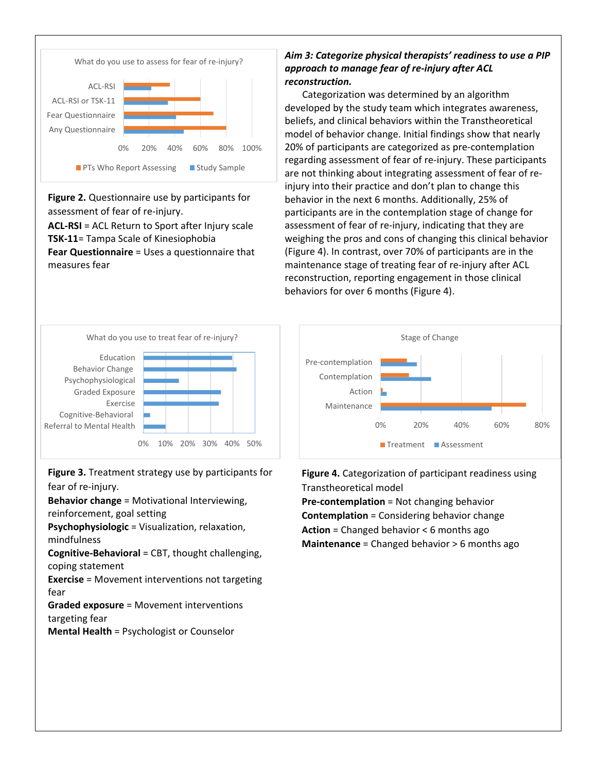What do you use to assess for fear of re-injury?

ACL-RSI

ACL-RSI or TSK-11

Fear Questionnaire

Any Questionnaire

0% 20% 40% 60% 80% 100%

PTs Who Report Assessing   Study Sample

**Figure 2.** Questionnaire use by participants for assessment of fear of re-injury.
**ACL-RSI** = ACL Return to Sport after Injury scale
**TSK-11**= Tampa Scale of Kinesiophobia
**Fear Questionnaire** = Uses a questionnaire that measures fear

***Aim 3: Categorize physical therapists' readiness to use a PIP approach to manage fear of re-injury after ACL reconstruction.***

Categorization was determined by an algorithm developed by the study team which integrates awareness, beliefs, and clinical behaviors within the Transtheoretical model of behavior change. Initial findings show that nearly 20% of participants are categorized as pre-contemplation regarding assessment of fear of re-injury. These participants are not thinking about integrating assessment of fear of re-injury into their practice and don't plan to change this behavior in the next 6 months. Additionally, 25% of participants are in the contemplation stage of change for assessment of fear of re-injury, indicating that they are weighing the pros and cons of changing this clinical behavior (Figure 4). In contrast, over 70% of participants are in the maintenance stage of treating fear of re-injury after ACL reconstruction, reporting engagement in those clinical behaviors for over 6 months (Figure 4).

What do you use to treat fear of re-injury?

Education

Behavior Change

Psychophysiological

Graded Exposure

Exercise

Cognitive-Behavioral

Referral to Mental Health

0% 10% 20% 30% 40% 50%

**Figure 3.** Treatment strategy use by participants for fear of re-injury.
**Behavior change** = Motivational Interviewing, reinforcement, goal setting
**Psychophysiologic** = Visualization, relaxation, mindfulness
**Cognitive-Behavioral** = CBT, thought challenging, coping statement
**Exercise** = Movement interventions not targeting fear
**Graded exposure** = Movement interventions targeting fear
**Mental Health** = Psychologist or Counselor

Stage of Change

Pre-contemplation

Contemplation

Action

Maintenance

0% 20% 40% 60% 80%

Treatment   Assessment

**Figure 4.** Categorization of participant readiness using Transtheoretical model
**Pre-contemplation** = Not changing behavior
**Contemplation** = Considering behavior change
**Action** = Changed behavior < 6 months ago
**Maintenance** = Changed behavior > 6 months ago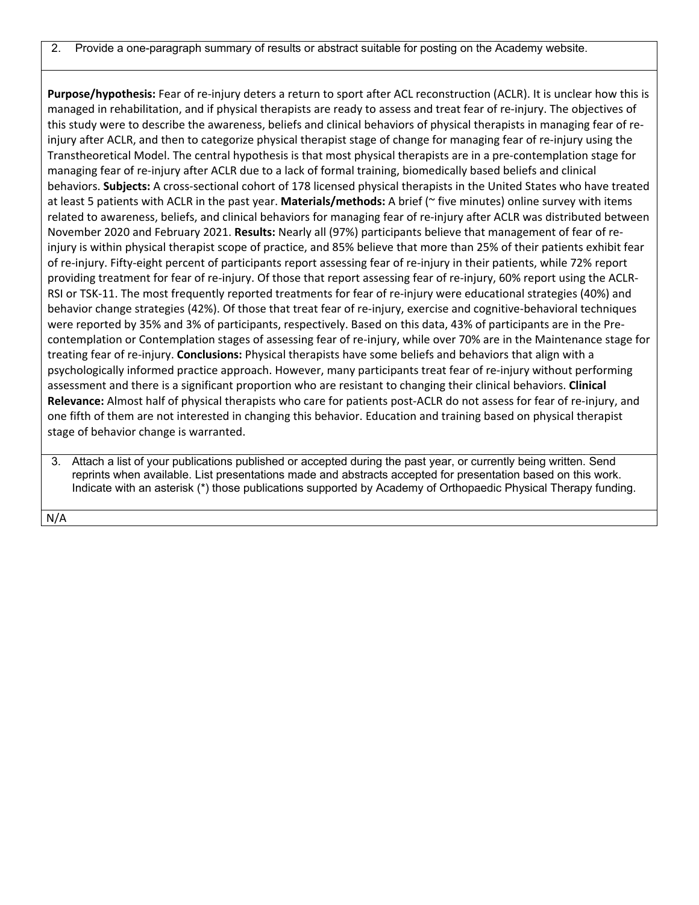2. Provide a one-paragraph summary of results or abstract suitable for posting on the Academy website.

**Purpose/hypothesis:** Fear of re-injury deters a return to sport after ACL reconstruction (ACLR). It is unclear how this is managed in rehabilitation, and if physical therapists are ready to assess and treat fear of re-injury. The objectives of this study were to describe the awareness, beliefs and clinical behaviors of physical therapists in managing fear of re-injury after ACLR, and then to categorize physical therapist stage of change for managing fear of re-injury using the Transtheoretical Model. The central hypothesis is that most physical therapists are in a pre-contemplation stage for managing fear of re-injury after ACLR due to a lack of formal training, biomedically based beliefs and clinical behaviors. **Subjects:** A cross-sectional cohort of 178 licensed physical therapists in the United States who have treated at least 5 patients with ACLR in the past year. **Materials/methods:** A brief (~ five minutes) online survey with items related to awareness, beliefs, and clinical behaviors for managing fear of re-injury after ACLR was distributed between November 2020 and February 2021. **Results:** Nearly all (97%) participants believe that management of fear of re-injury is within physical therapist scope of practice, and 85% believe that more than 25% of their patients exhibit fear of re-injury. Fifty-eight percent of participants report assessing fear of re-injury in their patients, while 72% report providing treatment for fear of re-injury. Of those that report assessing fear of re-injury, 60% report using the ACLR-RSI or TSK-11. The most frequently reported treatments for fear of re-injury were educational strategies (40%) and behavior change strategies (42%). Of those that treat fear of re-injury, exercise and cognitive-behavioral techniques were reported by 35% and 3% of participants, respectively. Based on this data, 43% of participants are in the Pre-contemplation or Contemplation stages of assessing fear of re-injury, while over 70% are in the Maintenance stage for treating fear of re-injury. **Conclusions:** Physical therapists have some beliefs and behaviors that align with a psychologically informed practice approach. However, many participants treat fear of re-injury without performing assessment and there is a significant proportion who are resistant to changing their clinical behaviors. **Clinical Relevance:** Almost half of physical therapists who care for patients post-ACLR do not assess for fear of re-injury, and one fifth of them are not interested in changing this behavior. Education and training based on physical therapist stage of behavior change is warranted.

3. Attach a list of your publications published or accepted during the past year, or currently being written. Send reprints when available. List presentations made and abstracts accepted for presentation based on this work. Indicate with an asterisk (*) those publications supported by Academy of Orthopaedic Physical Therapy funding.

N/A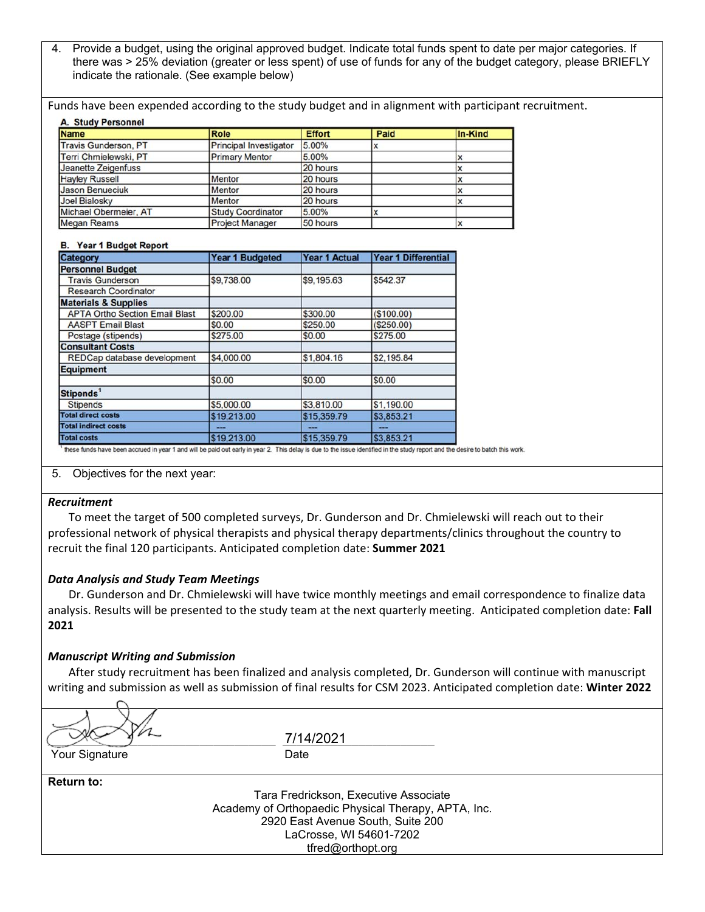4. Provide a budget, using the original approved budget. Indicate total funds spent to date per major categories. If there was > 25% deviation (greater or less spent) of use of funds for any of the budget category, please BRIEFLY indicate the rationale. (See example below)

Funds have been expended according to the study budget and in alignment with participant recruitment.

**A. Study Personnel**

| Name | Role | Effort | Paid | In-Kind |
|---|---|---|---|---|
| Travis Gunderson, PT | Principal Investigator | 5.00% | x | |
| Terri Chmielewski, PT | Primary Mentor | 5.00% | | x |
| Jeanette Zeigenfuss | | 20 hours | | x |
| Hayley Russell | Mentor | 20 hours | | x |
| Jason Benueciuk | Mentor | 20 hours | | x |
| Joel Bialosky | Mentor | 20 hours | | x |
| Michael Obermeier, AT | Study Coordinator | 5.00% | x | |
| Megan Reams | Project Manager | 50 hours | | x |

**B. Year 1 Budget Report**

| Category | Year 1 Budgeted | Year 1 Actual | Year 1 Differential |
|---|---|---|---|
| **Personnel Budget** | | | |
| Travis Gunderson | $9,738.00 | $9,195.63 | $542.37 |
| Research Coordinator | | | |
| **Materials & Supplies** | | | |
| APTA Ortho Section Email Blast | $200.00 | $300.00 | ($100.00) |
| AASPT Email Blast | $0.00 | $250.00 | ($250.00) |
| Postage (stipends) | $275.00 | $0.00 | $275.00 |
| **Consultant Costs** | | | |
| REDCap database development | $4,000.00 | $1,804.16 | $2,195.84 |
| **Equipment** | | | |
| | $0.00 | $0.00 | $0.00 |
| **Stipends**[1] | | | |
| Stipends | $5,000.00 | $3,810.00 | $1,190.00 |
| **Total direct costs** | $19,213.00 | $15,359.79 | $3,853.21 |
| **Total indirect costs** | --- | --- | --- |
| **Total costs** | $19,213.00 | $15,359.79 | $3,853.21 |

[1] these funds have been accrued in year 1 and will be paid out early in year 2. This delay is due to the issue identified in the study report and the desire to batch this work.

5. Objectives for the next year:

***Recruitment***

To meet the target of 500 completed surveys, Dr. Gunderson and Dr. Chmielewski will reach out to their professional network of physical therapists and physical therapy departments/clinics throughout the country to recruit the final 120 participants. Anticipated completion date: **Summer 2021**

***Data Analysis and Study Team Meetings***

Dr. Gunderson and Dr. Chmielewski will have twice monthly meetings and email correspondence to finalize data analysis. Results will be presented to the study team at the next quarterly meeting. Anticipated completion date: **Fall 2021**

***Manuscript Writing and Submission***

After study recruitment has been finalized and analysis completed, Dr. Gunderson will continue with manuscript writing and submission as well as submission of final results for CSM 2023. Anticipated completion date: **Winter 2022**

Your Signature — Date: 7/14/2021

**Return to:**

Tara Fredrickson, Executive Associate
Academy of Orthopaedic Physical Therapy, APTA, Inc.
2920 East Avenue South, Suite 200
LaCrosse, WI 54601-7202
tfred@orthopt.org